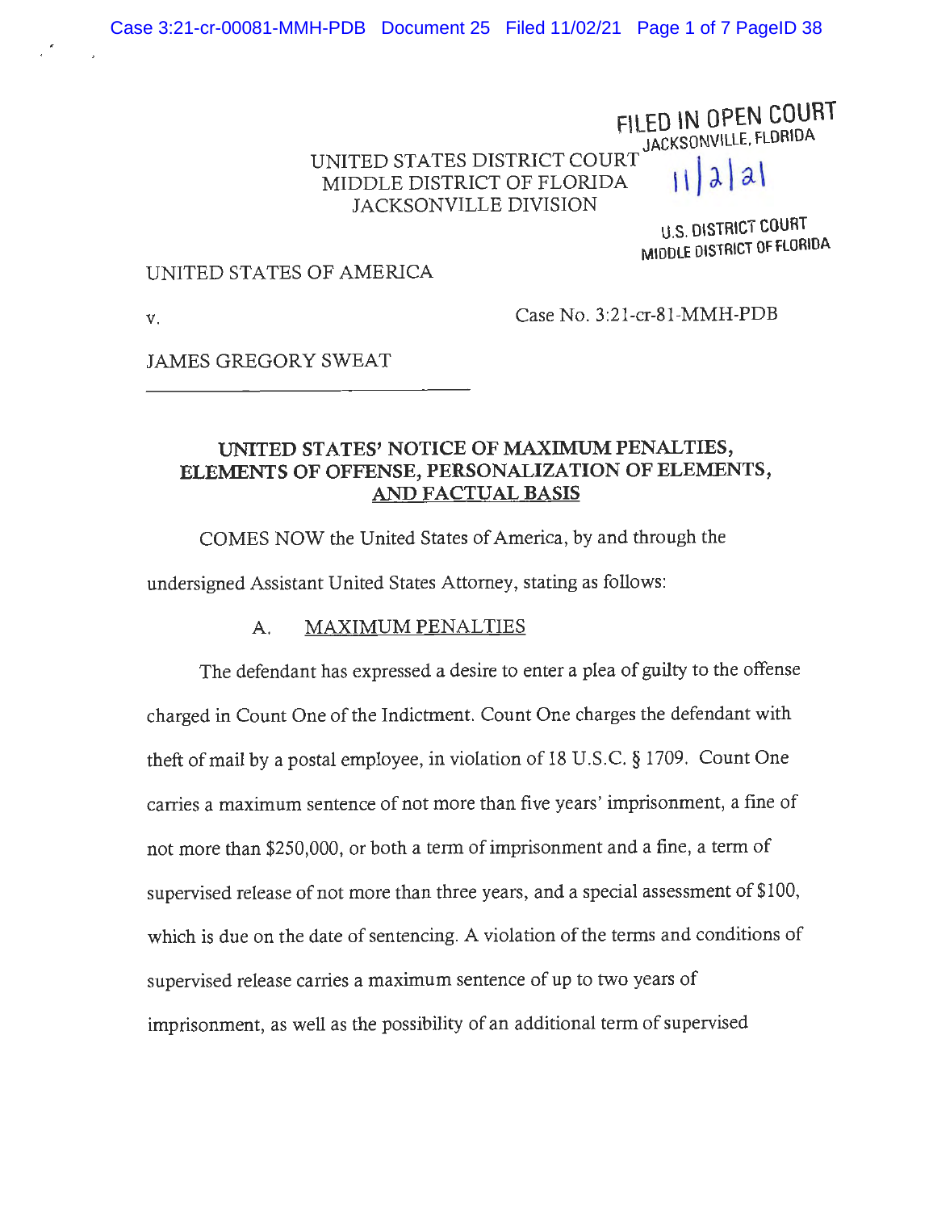FILED IN OPEN COURT
JACKSONVILLE, FLORIDA
11/2/21
U.S. DISTRICT COURT
MIDDLE DISTRICT OF FLORIDA

UNITED STATES DISTRICT COURT
MIDDLE DISTRICT OF FLORIDA
JACKSONVILLE DIVISION

UNITED STATES OF AMERICA

v. Case No. 3:21-cr-81-MMH-PDB

JAMES GREGORY SWEAT

## UNITED STATES' NOTICE OF MAXIMUM PENALTIES, ELEMENTS OF OFFENSE, PERSONALIZATION OF ELEMENTS, AND FACTUAL BASIS

COMES NOW the United States of America, by and through the undersigned Assistant United States Attorney, stating as follows:

### A. MAXIMUM PENALTIES

The defendant has expressed a desire to enter a plea of guilty to the offense charged in Count One of the Indictment. Count One charges the defendant with theft of mail by a postal employee, in violation of 18 U.S.C. § 1709. Count One carries a maximum sentence of not more than five years' imprisonment, a fine of not more than $250,000, or both a term of imprisonment and a fine, a term of supervised release of not more than three years, and a special assessment of $100, which is due on the date of sentencing. A violation of the terms and conditions of supervised release carries a maximum sentence of up to two years of imprisonment, as well as the possibility of an additional term of supervised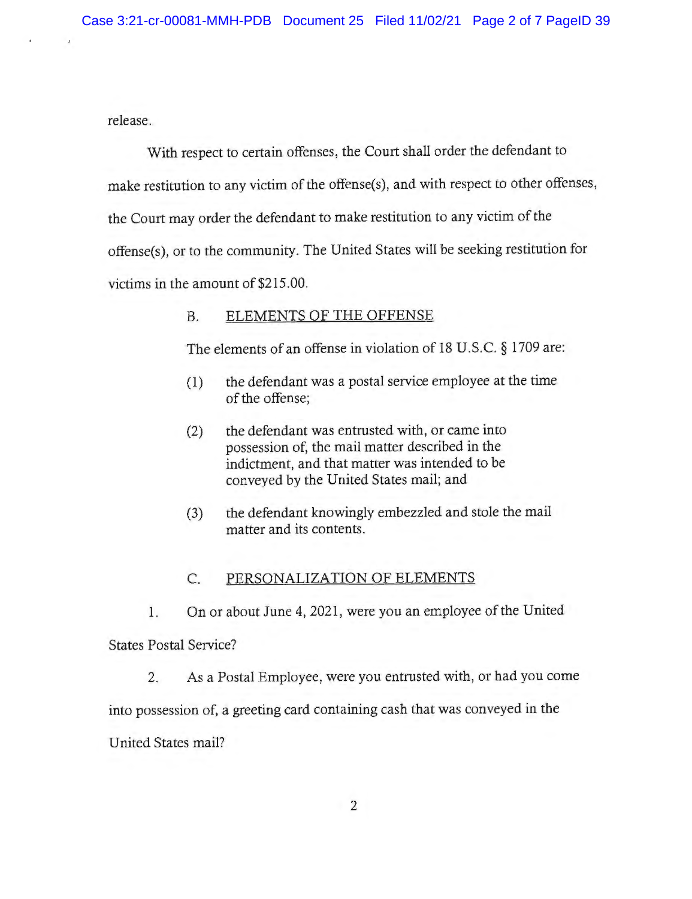release.

With respect to certain offenses, the Court shall order the defendant to make restitution to any victim of the offense(s), and with respect to other offenses, the Court may order the defendant to make restitution to any victim of the offense(s), or to the community. The United States will be seeking restitution for victims in the amount of $215.00.

### B. ELEMENTS OF THE OFFENSE

The elements of an offense in violation of 18 U.S.C. § 1709 are:

(1) the defendant was a postal service employee at the time of the offense;

(2) the defendant was entrusted with, or came into possession of, the mail matter described in the indictment, and that matter was intended to be conveyed by the United States mail; and

(3) the defendant knowingly embezzled and stole the mail matter and its contents.

### C. PERSONALIZATION OF ELEMENTS

1. On or about June 4, 2021, were you an employee of the United States Postal Service?

2. As a Postal Employee, were you entrusted with, or had you come into possession of, a greeting card containing cash that was conveyed in the United States mail?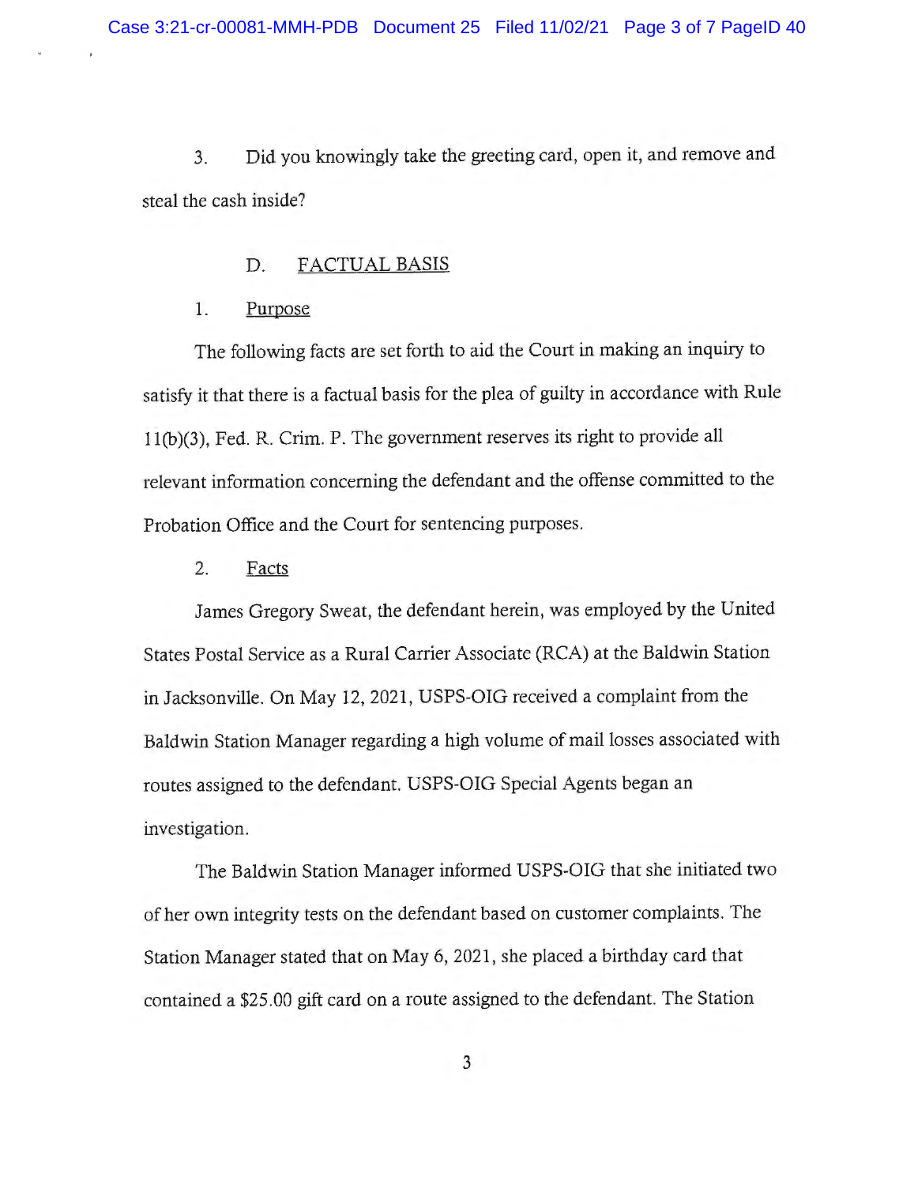3. Did you knowingly take the greeting card, open it, and remove and steal the cash inside?

## D. FACTUAL BASIS

### 1. Purpose

The following facts are set forth to aid the Court in making an inquiry to satisfy it that there is a factual basis for the plea of guilty in accordance with Rule 11(b)(3), Fed. R. Crim. P. The government reserves its right to provide all relevant information concerning the defendant and the offense committed to the Probation Office and the Court for sentencing purposes.

### 2. Facts

James Gregory Sweat, the defendant herein, was employed by the United States Postal Service as a Rural Carrier Associate (RCA) at the Baldwin Station in Jacksonville. On May 12, 2021, USPS-OIG received a complaint from the Baldwin Station Manager regarding a high volume of mail losses associated with routes assigned to the defendant. USPS-OIG Special Agents began an investigation.

The Baldwin Station Manager informed USPS-OIG that she initiated two of her own integrity tests on the defendant based on customer complaints. The Station Manager stated that on May 6, 2021, she placed a birthday card that contained a $25.00 gift card on a route assigned to the defendant. The Station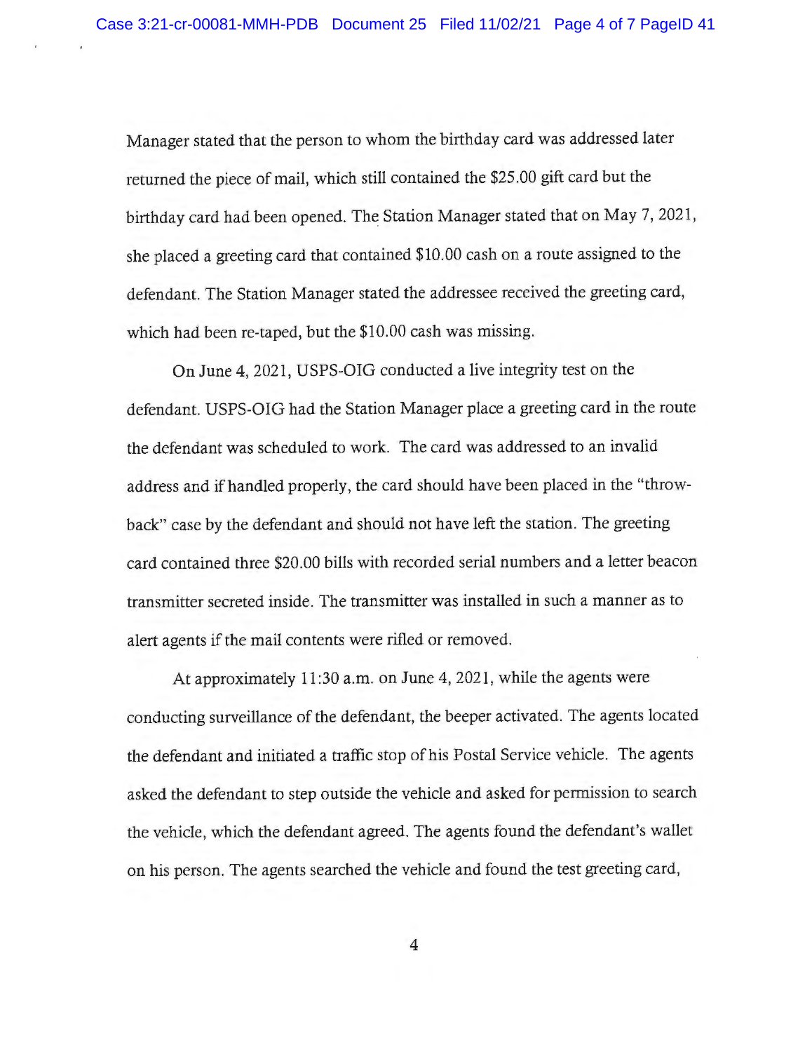Manager stated that the person to whom the birthday card was addressed later returned the piece of mail, which still contained the $25.00 gift card but the birthday card had been opened. The Station Manager stated that on May 7, 2021, she placed a greeting card that contained $10.00 cash on a route assigned to the defendant. The Station Manager stated the addressee received the greeting card, which had been re-taped, but the $10.00 cash was missing.

On June 4, 2021, USPS-OIG conducted a live integrity test on the defendant. USPS-OIG had the Station Manager place a greeting card in the route the defendant was scheduled to work. The card was addressed to an invalid address and if handled properly, the card should have been placed in the "throw-back" case by the defendant and should not have left the station. The greeting card contained three $20.00 bills with recorded serial numbers and a letter beacon transmitter secreted inside. The transmitter was installed in such a manner as to alert agents if the mail contents were rifled or removed.

At approximately 11:30 a.m. on June 4, 2021, while the agents were conducting surveillance of the defendant, the beeper activated. The agents located the defendant and initiated a traffic stop of his Postal Service vehicle. The agents asked the defendant to step outside the vehicle and asked for permission to search the vehicle, which the defendant agreed. The agents found the defendant's wallet on his person. The agents searched the vehicle and found the test greeting card,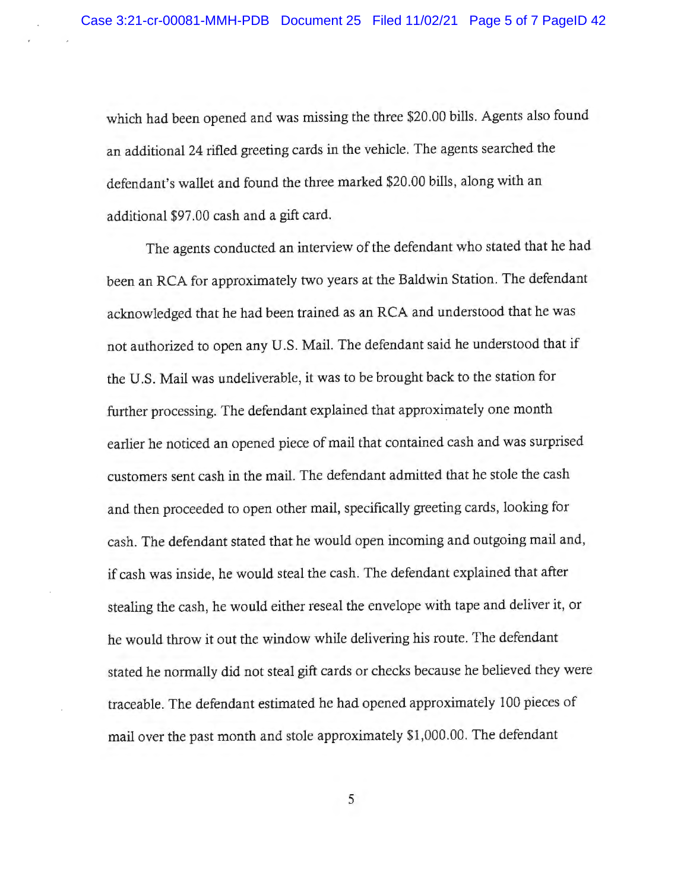which had been opened and was missing the three $20.00 bills. Agents also found an additional 24 rifled greeting cards in the vehicle. The agents searched the defendant's wallet and found the three marked $20.00 bills, along with an additional $97.00 cash and a gift card.

The agents conducted an interview of the defendant who stated that he had been an RCA for approximately two years at the Baldwin Station. The defendant acknowledged that he had been trained as an RCA and understood that he was not authorized to open any U.S. Mail. The defendant said he understood that if the U.S. Mail was undeliverable, it was to be brought back to the station for further processing. The defendant explained that approximately one month earlier he noticed an opened piece of mail that contained cash and was surprised customers sent cash in the mail. The defendant admitted that he stole the cash and then proceeded to open other mail, specifically greeting cards, looking for cash. The defendant stated that he would open incoming and outgoing mail and, if cash was inside, he would steal the cash. The defendant explained that after stealing the cash, he would either reseal the envelope with tape and deliver it, or he would throw it out the window while delivering his route. The defendant stated he normally did not steal gift cards or checks because he believed they were traceable. The defendant estimated he had opened approximately 100 pieces of mail over the past month and stole approximately $1,000.00. The defendant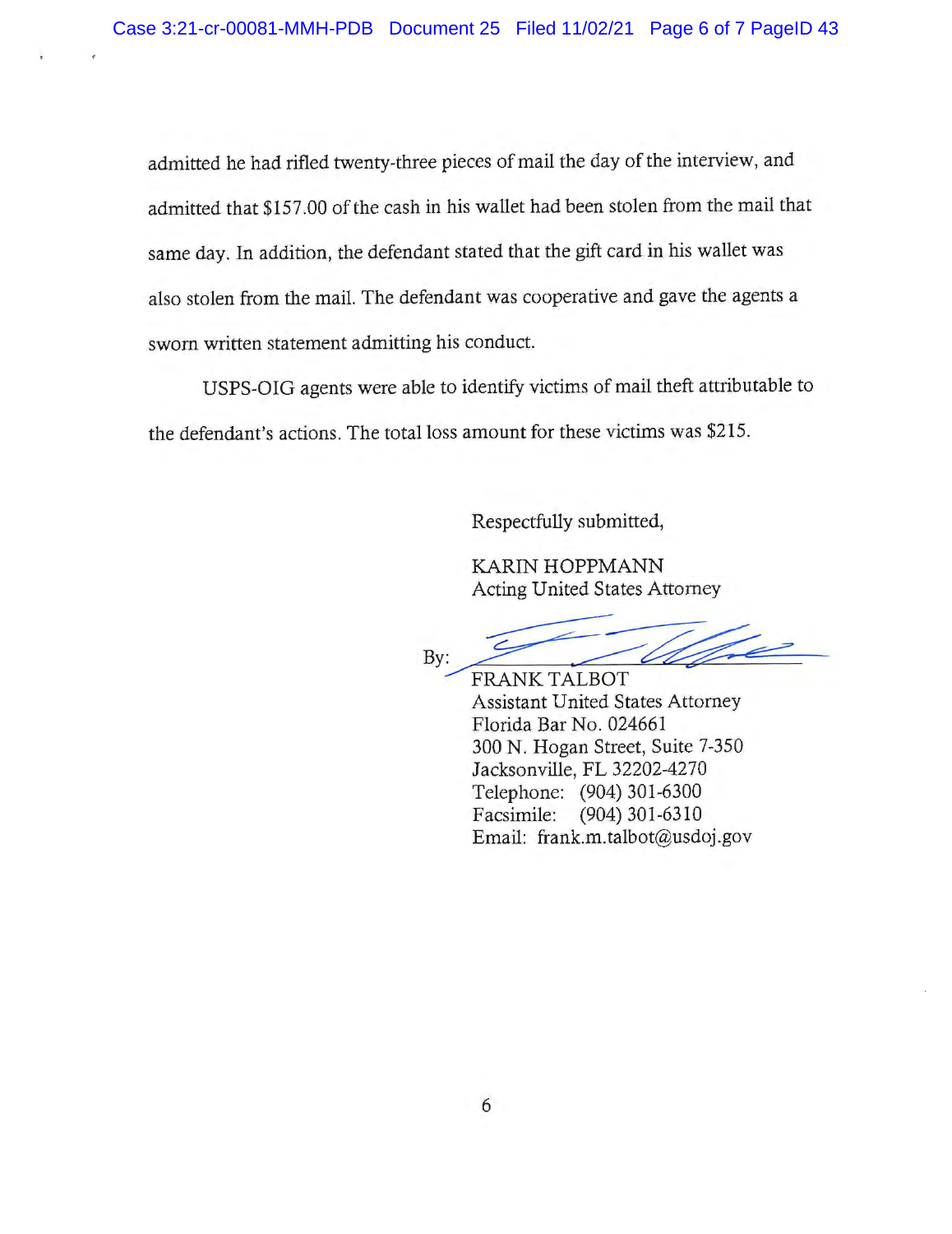admitted he had rifled twenty-three pieces of mail the day of the interview, and admitted that $157.00 of the cash in his wallet had been stolen from the mail that same day. In addition, the defendant stated that the gift card in his wallet was also stolen from the mail. The defendant was cooperative and gave the agents a sworn written statement admitting his conduct.

USPS-OIG agents were able to identify victims of mail theft attributable to the defendant's actions. The total loss amount for these victims was $215.

Respectfully submitted,

KARIN HOPPMANN
Acting United States Attorney

By: ______________________
FRANK TALBOT
Assistant United States Attorney
Florida Bar No. 024661
300 N. Hogan Street, Suite 7-350
Jacksonville, FL 32202-4270
Telephone: (904) 301-6300
Facsimile: (904) 301-6310
Email: frank.m.talbot@usdoj.gov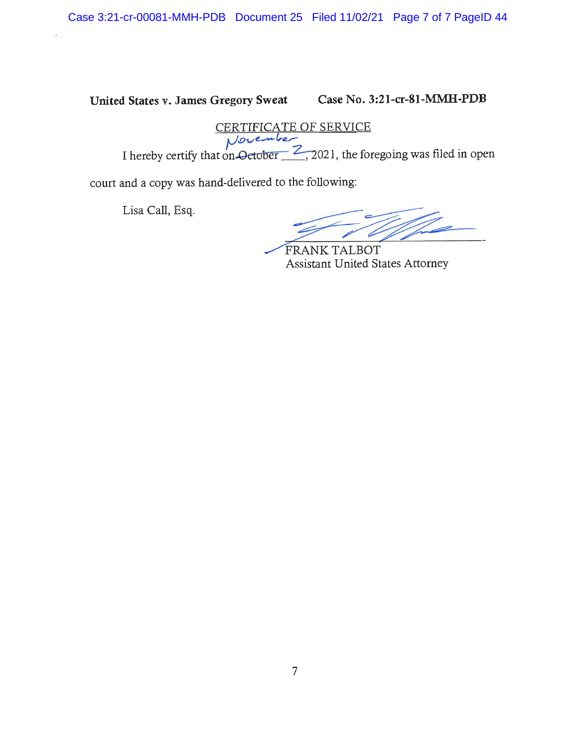**United States v. James Gregory Sweat** **Case No. 3:21-cr-81-MMH-PDB**

CERTIFICATE OF SERVICE

I hereby certify that on ~~October~~ November 2, 2021, the foregoing was filed in open court and a copy was hand-delivered to the following:

Lisa Call, Esq.

FRANK TALBOT
Assistant United States Attorney